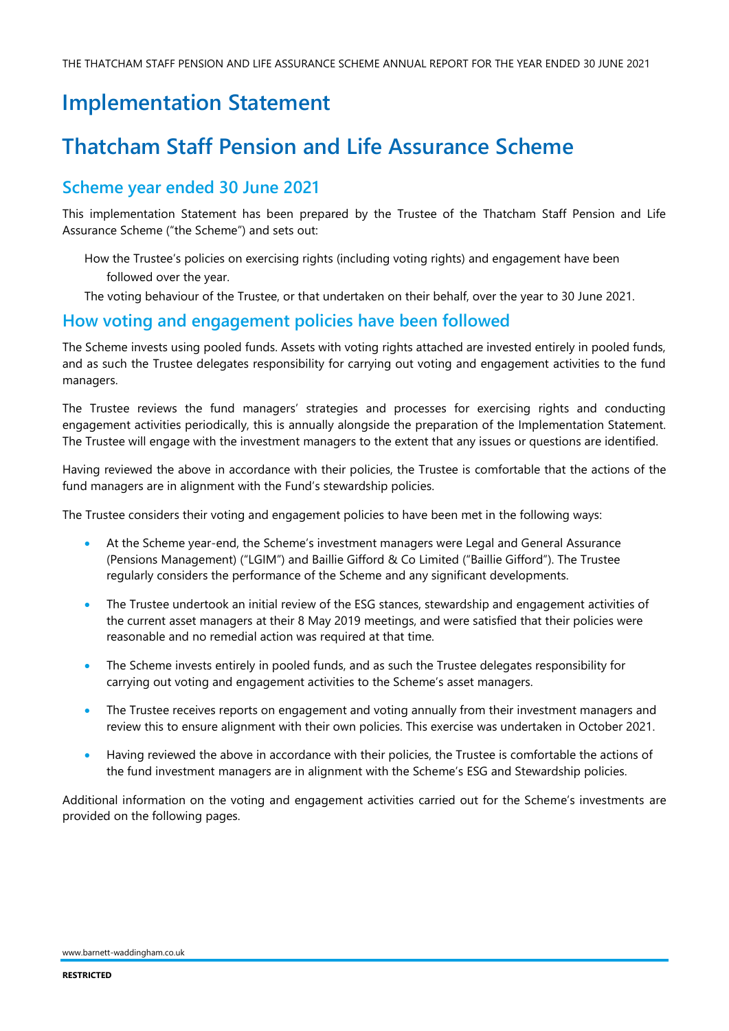# Implementation Statement

# Thatcham Staff Pension and Life Assurance Scheme

## Scheme year ended 30 June 2021

This implementation Statement has been prepared by the Trustee of the Thatcham Staff Pension and Life Assurance Scheme ("the Scheme") and sets out:

How the Trustee's policies on exercising rights (including voting rights) and engagement have been followed over the year.

The voting behaviour of the Trustee, or that undertaken on their behalf, over the year to 30 June 2021.

## How voting and engagement policies have been followed

The Scheme invests using pooled funds. Assets with voting rights attached are invested entirely in pooled funds, and as such the Trustee delegates responsibility for carrying out voting and engagement activities to the fund managers.

The Trustee reviews the fund managers' strategies and processes for exercising rights and conducting engagement activities periodically, this is annually alongside the preparation of the Implementation Statement. The Trustee will engage with the investment managers to the extent that any issues or questions are identified.

Having reviewed the above in accordance with their policies, the Trustee is comfortable that the actions of the fund managers are in alignment with the Fund's stewardship policies.

The Trustee considers their voting and engagement policies to have been met in the following ways:

- At the Scheme year-end, the Scheme's investment managers were Legal and General Assurance (Pensions Management) ("LGIM") and Baillie Gifford & Co Limited ("Baillie Gifford"). The Trustee regularly considers the performance of the Scheme and any significant developments.
- The Trustee undertook an initial review of the ESG stances, stewardship and engagement activities of the current asset managers at their 8 May 2019 meetings, and were satisfied that their policies were reasonable and no remedial action was required at that time.
- The Scheme invests entirely in pooled funds, and as such the Trustee delegates responsibility for carrying out voting and engagement activities to the Scheme's asset managers.
- The Trustee receives reports on engagement and voting annually from their investment managers and review this to ensure alignment with their own policies. This exercise was undertaken in October 2021.
- Having reviewed the above in accordance with their policies, the Trustee is comfortable the actions of the fund investment managers are in alignment with the Scheme's ESG and Stewardship policies.

Additional information on the voting and engagement activities carried out for the Scheme's investments are provided on the following pages.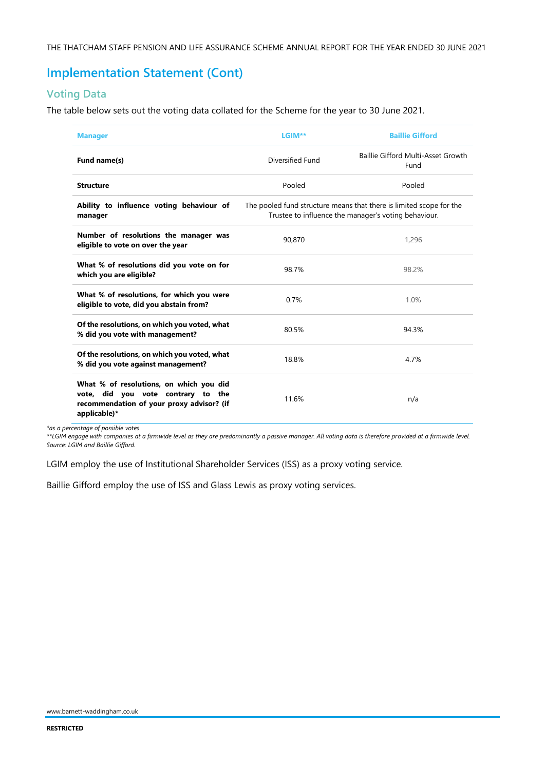# Implementation Statement (Cont)

## Voting Data

The table below sets out the voting data collated for the Scheme for the year to 30 June 2021.

| Manager | LGIM** | Baillie Gifford |
|---|---|---|
| **Fund name(s)** | Diversified Fund | Baillie Gifford Multi-Asset Growth Fund |
| **Structure** | Pooled | Pooled |
| **Ability to influence voting behaviour of manager** | The pooled fund structure means that there is limited scope for the Trustee to influence the manager's voting behaviour. | |
| **Number of resolutions the manager was eligible to vote on over the year** | 90,870 | 1,296 |
| **What % of resolutions did you vote on for which you are eligible?** | 98.7% | 98.2% |
| **What % of resolutions, for which you were eligible to vote, did you abstain from?** | 0.7% | 1.0% |
| **Of the resolutions, on which you voted, what % did you vote with management?** | 80.5% | 94.3% |
| **Of the resolutions, on which you voted, what % did you vote against management?** | 18.8% | 4.7% |
| **What % of resolutions, on which you did vote, did you vote contrary to the recommendation of your proxy advisor? (if applicable)*** | 11.6% | n/a |

*\*as a percentage of possible votes*
*\*\*LGIM engage with companies at a firmwide level as they are predominantly a passive manager. All voting data is therefore provided at a firmwide level.*
*Source: LGIM and Baillie Gifford.*

LGIM employ the use of Institutional Shareholder Services (ISS) as a proxy voting service.

Baillie Gifford employ the use of ISS and Glass Lewis as proxy voting services.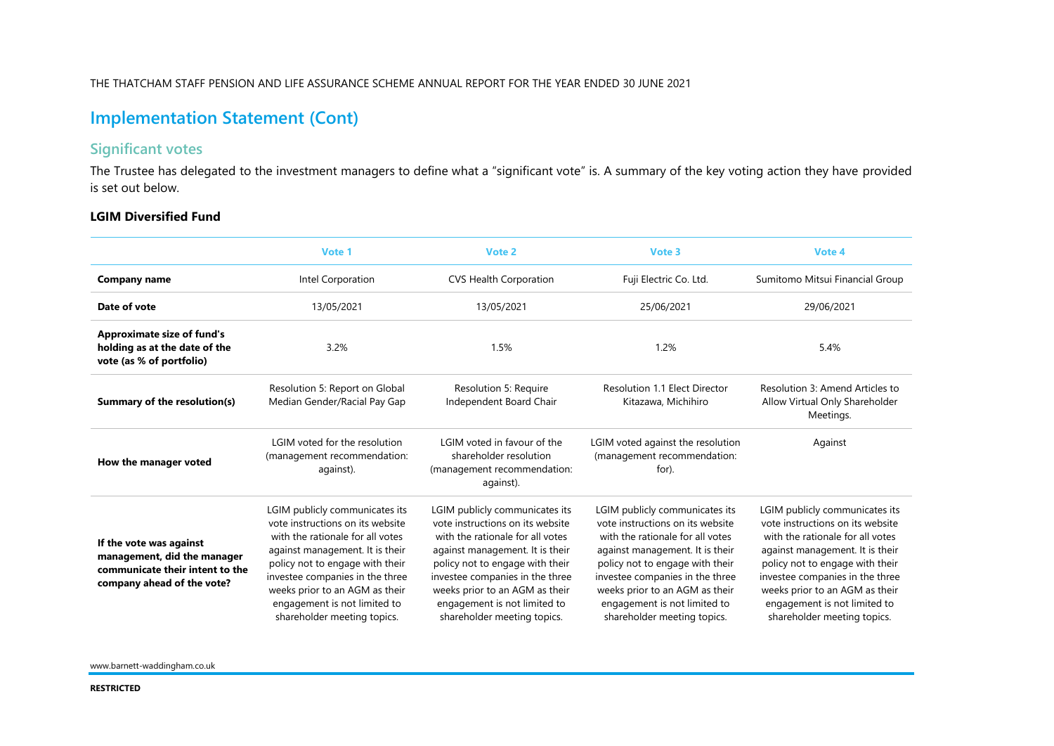## Implementation Statement (Cont)

### Significant votes

The Trustee has delegated to the investment managers to define what a "significant vote" is. A summary of the key voting action they have provided is set out below.

**LGIM Diversified Fund**

| | Vote 1 | Vote 2 | Vote 3 | Vote 4 |
|---|---|---|---|---|
| **Company name** | Intel Corporation | CVS Health Corporation | Fuji Electric Co. Ltd. | Sumitomo Mitsui Financial Group |
| **Date of vote** | 13/05/2021 | 13/05/2021 | 25/06/2021 | 29/06/2021 |
| **Approximate size of fund's holding as at the date of the vote (as % of portfolio)** | 3.2% | 1.5% | 1.2% | 5.4% |
| **Summary of the resolution(s)** | Resolution 5: Report on Global Median Gender/Racial Pay Gap | Resolution 5: Require Independent Board Chair | Resolution 1.1 Elect Director Kitazawa, Michihiro | Resolution 3: Amend Articles to Allow Virtual Only Shareholder Meetings. |
| **How the manager voted** | LGIM voted for the resolution (management recommendation: against). | LGIM voted in favour of the shareholder resolution (management recommendation: against). | LGIM voted against the resolution (management recommendation: for). | Against |
| **If the vote was against management, did the manager communicate their intent to the company ahead of the vote?** | LGIM publicly communicates its vote instructions on its website with the rationale for all votes against management. It is their policy not to engage with their investee companies in the three weeks prior to an AGM as their engagement is not limited to shareholder meeting topics. | LGIM publicly communicates its vote instructions on its website with the rationale for all votes against management. It is their policy not to engage with their investee companies in the three weeks prior to an AGM as their engagement is not limited to shareholder meeting topics. | LGIM publicly communicates its vote instructions on its website with the rationale for all votes against management. It is their policy not to engage with their investee companies in the three weeks prior to an AGM as their engagement is not limited to shareholder meeting topics. | LGIM publicly communicates its vote instructions on its website with the rationale for all votes against management. It is their policy not to engage with their investee companies in the three weeks prior to an AGM as their engagement is not limited to shareholder meeting topics. |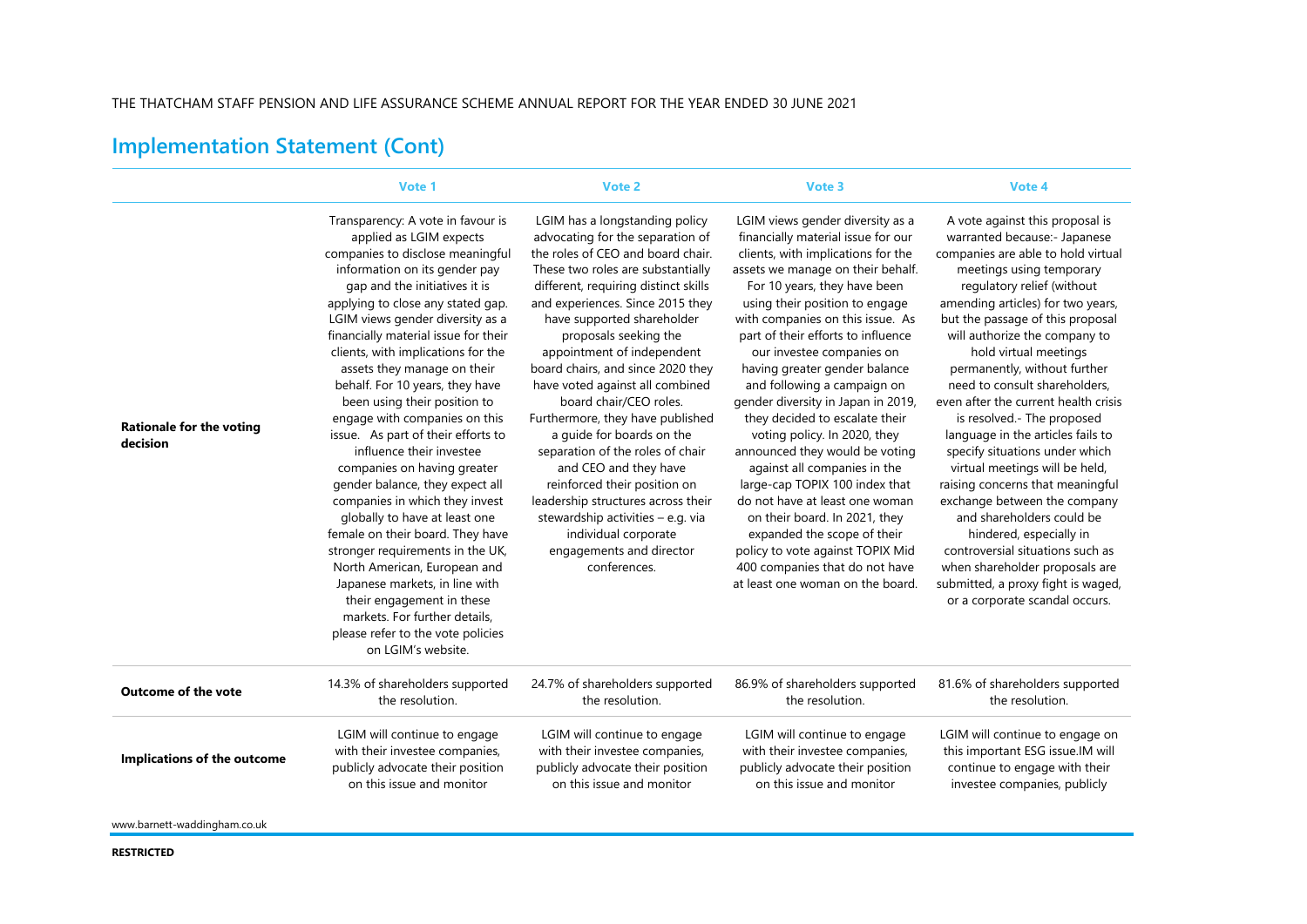## Implementation Statement (Cont)

| | Vote 1 | Vote 2 | Vote 3 | Vote 4 |
|---|---|---|---|---|
| **Rationale for the voting decision** | Transparency: A vote in favour is applied as LGIM expects companies to disclose meaningful information on its gender pay gap and the initiatives it is applying to close any stated gap. LGIM views gender diversity as a financially material issue for their clients, with implications for the assets they manage on their behalf. For 10 years, they have been using their position to engage with companies on this issue. As part of their efforts to influence their investee companies on having greater gender balance, they expect all companies in which they invest globally to have at least one female on their board. They have stronger requirements in the UK, North American, European and Japanese markets, in line with their engagement in these markets. For further details, please refer to the vote policies on LGIM's website. | LGIM has a longstanding policy advocating for the separation of the roles of CEO and board chair. These two roles are substantially different, requiring distinct skills and experiences. Since 2015 they have supported shareholder proposals seeking the appointment of independent board chairs, and since 2020 they have voted against all combined board chair/CEO roles. Furthermore, they have published a guide for boards on the separation of the roles of chair and CEO and they have reinforced their position on leadership structures across their stewardship activities – e.g. via individual corporate engagements and director conferences. | LGIM views gender diversity as a financially material issue for our clients, with implications for the assets we manage on their behalf. For 10 years, they have been using their position to engage with companies on this issue. As part of their efforts to influence our investee companies on having greater gender balance and following a campaign on gender diversity in Japan in 2019, they decided to escalate their voting policy. In 2020, they announced they would be voting against all companies in the large-cap TOPIX 100 index that do not have at least one woman on their board. In 2021, they expanded the scope of their policy to vote against TOPIX Mid 400 companies that do not have at least one woman on the board. | A vote against this proposal is warranted because:- Japanese companies are able to hold virtual meetings using temporary regulatory relief (without amending articles) for two years, but the passage of this proposal will authorize the company to hold virtual meetings permanently, without further need to consult shareholders, even after the current health crisis is resolved.- The proposed language in the articles fails to specify situations under which virtual meetings will be held, raising concerns that meaningful exchange between the company and shareholders could be hindered, especially in controversial situations such as when shareholder proposals are submitted, a proxy fight is waged, or a corporate scandal occurs. |
| **Outcome of the vote** | 14.3% of shareholders supported the resolution. | 24.7% of shareholders supported the resolution. | 86.9% of shareholders supported the resolution. | 81.6% of shareholders supported the resolution. |
| **Implications of the outcome** | LGIM will continue to engage with their investee companies, publicly advocate their position on this issue and monitor | LGIM will continue to engage with their investee companies, publicly advocate their position on this issue and monitor | LGIM will continue to engage with their investee companies, publicly advocate their position on this issue and monitor | LGIM will continue to engage on this important ESG issue.IM will continue to engage with their investee companies, publicly |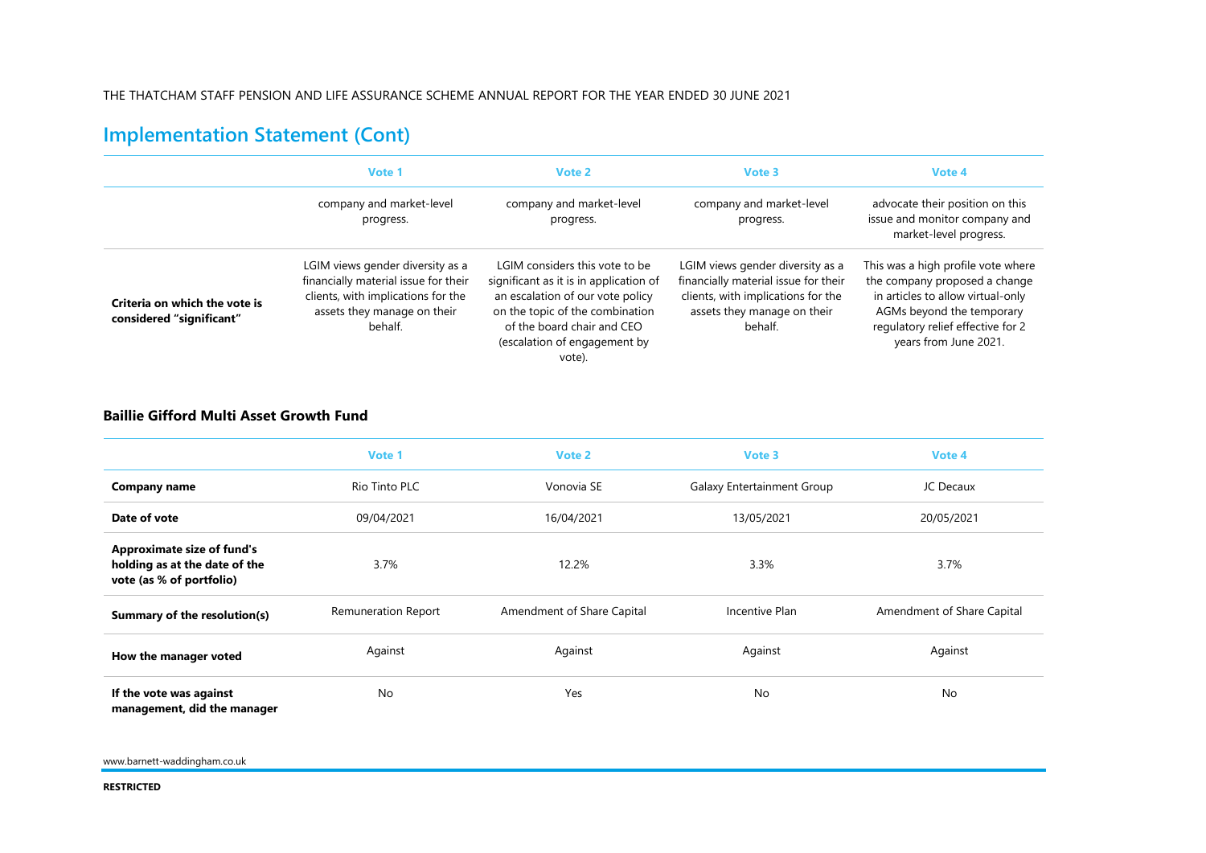## Implementation Statement (Cont)

| | Vote 1 | Vote 2 | Vote 3 | Vote 4 |
|---|---|---|---|---|
| | company and market-level progress. | company and market-level progress. | company and market-level progress. | advocate their position on this issue and monitor company and market-level progress. |
| **Criteria on which the vote is considered "significant"** | LGIM views gender diversity as a financially material issue for their clients, with implications for the assets they manage on their behalf. | LGIM considers this vote to be significant as it is in application of an escalation of our vote policy on the topic of the combination of the board chair and CEO (escalation of engagement by vote). | LGIM views gender diversity as a financially material issue for their clients, with implications for the assets they manage on their behalf. | This was a high profile vote where the company proposed a change in articles to allow virtual-only AGMs beyond the temporary regulatory relief effective for 2 years from June 2021. |

### Baillie Gifford Multi Asset Growth Fund

| | Vote 1 | Vote 2 | Vote 3 | Vote 4 |
|---|---|---|---|---|
| **Company name** | Rio Tinto PLC | Vonovia SE | Galaxy Entertainment Group | JC Decaux |
| **Date of vote** | 09/04/2021 | 16/04/2021 | 13/05/2021 | 20/05/2021 |
| **Approximate size of fund's holding as at the date of the vote (as % of portfolio)** | 3.7% | 12.2% | 3.3% | 3.7% |
| **Summary of the resolution(s)** | Remuneration Report | Amendment of Share Capital | Incentive Plan | Amendment of Share Capital |
| **How the manager voted** | Against | Against | Against | Against |
| **If the vote was against management, did the manager** | No | Yes | No | No |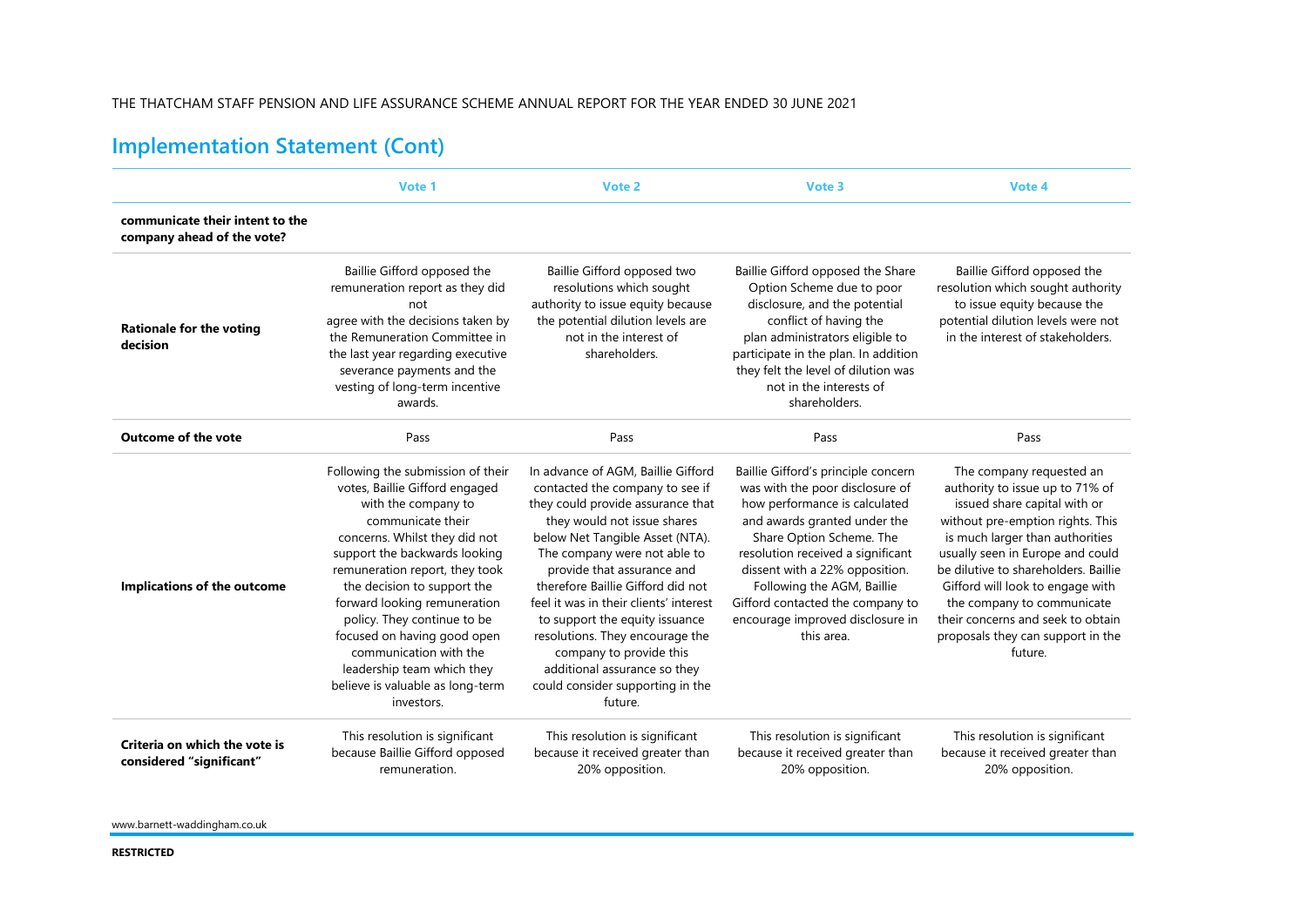## Implementation Statement (Cont)

| | Vote 1 | Vote 2 | Vote 3 | Vote 4 |
|---|---|---|---|---|
| communicate their intent to the company ahead of the vote? | | | | |
| **Rationale for the voting decision** | Baillie Gifford opposed the remuneration report as they did not agree with the decisions taken by the Remuneration Committee in the last year regarding executive severance payments and the vesting of long-term incentive awards. | Baillie Gifford opposed two resolutions which sought authority to issue equity because the potential dilution levels are not in the interest of shareholders. | Baillie Gifford opposed the Share Option Scheme due to poor disclosure, and the potential conflict of having the plan administrators eligible to participate in the plan. In addition they felt the level of dilution was not in the interests of shareholders. | Baillie Gifford opposed the resolution which sought authority to issue equity because the potential dilution levels were not in the interest of stakeholders. |
| **Outcome of the vote** | Pass | Pass | Pass | Pass |
| **Implications of the outcome** | Following the submission of their votes, Baillie Gifford engaged with the company to communicate their concerns. Whilst they did not support the backwards looking remuneration report, they took the decision to support the forward looking remuneration policy. They continue to be focused on having good open communication with the leadership team which they believe is valuable as long-term investors. | In advance of AGM, Baillie Gifford contacted the company to see if they could provide assurance that they would not issue shares below Net Tangible Asset (NTA). The company were not able to provide that assurance and therefore Baillie Gifford did not feel it was in their clients' interest to support the equity issuance resolutions. They encourage the company to provide this additional assurance so they could consider supporting in the future. | Baillie Gifford's principle concern was with the poor disclosure of how performance is calculated and awards granted under the Share Option Scheme. The resolution received a significant dissent with a 22% opposition. Following the AGM, Baillie Gifford contacted the company to encourage improved disclosure in this area. | The company requested an authority to issue up to 71% of issued share capital with or without pre-emption rights. This is much larger than authorities usually seen in Europe and could be dilutive to shareholders. Baillie Gifford will look to engage with the company to communicate their concerns and seek to obtain proposals they can support in the future. |
| **Criteria on which the vote is considered "significant"** | This resolution is significant because Baillie Gifford opposed remuneration. | This resolution is significant because it received greater than 20% opposition. | This resolution is significant because it received greater than 20% opposition. | This resolution is significant because it received greater than 20% opposition. |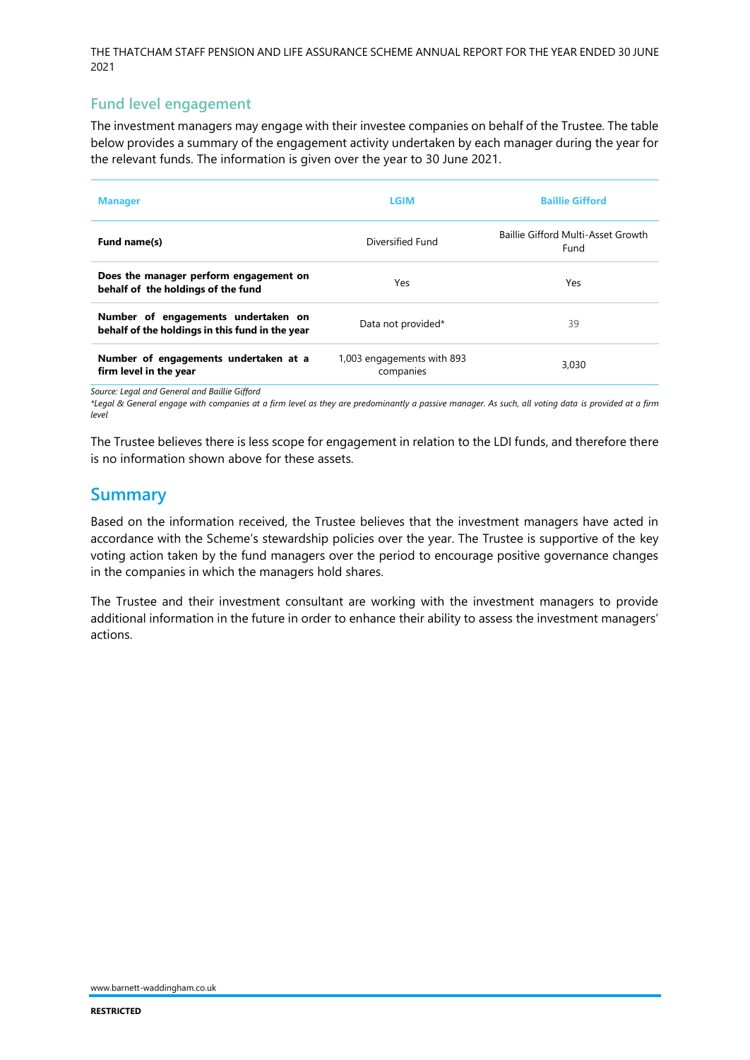## Fund level engagement

The investment managers may engage with their investee companies on behalf of the Trustee. The table below provides a summary of the engagement activity undertaken by each manager during the year for the relevant funds. The information is given over the year to 30 June 2021.

| Manager | LGIM | Baillie Gifford |
|---|---|---|
| **Fund name(s)** | Diversified Fund | Baillie Gifford Multi-Asset Growth Fund |
| **Does the manager perform engagement on behalf of the holdings of the fund** | Yes | Yes |
| **Number of engagements undertaken on behalf of the holdings in this fund in the year** | Data not provided* | 39 |
| **Number of engagements undertaken at a firm level in the year** | 1,003 engagements with 893 companies | 3,030 |

*Source: Legal and General and Baillie Gifford*

**Legal & General engage with companies at a firm level as they are predominantly a passive manager. As such, all voting data is provided at a firm level*

The Trustee believes there is less scope for engagement in relation to the LDI funds, and therefore there is no information shown above for these assets.

# Summary

Based on the information received, the Trustee believes that the investment managers have acted in accordance with the Scheme's stewardship policies over the year. The Trustee is supportive of the key voting action taken by the fund managers over the period to encourage positive governance changes in the companies in which the managers hold shares.

The Trustee and their investment consultant are working with the investment managers to provide additional information in the future in order to enhance their ability to assess the investment managers' actions.